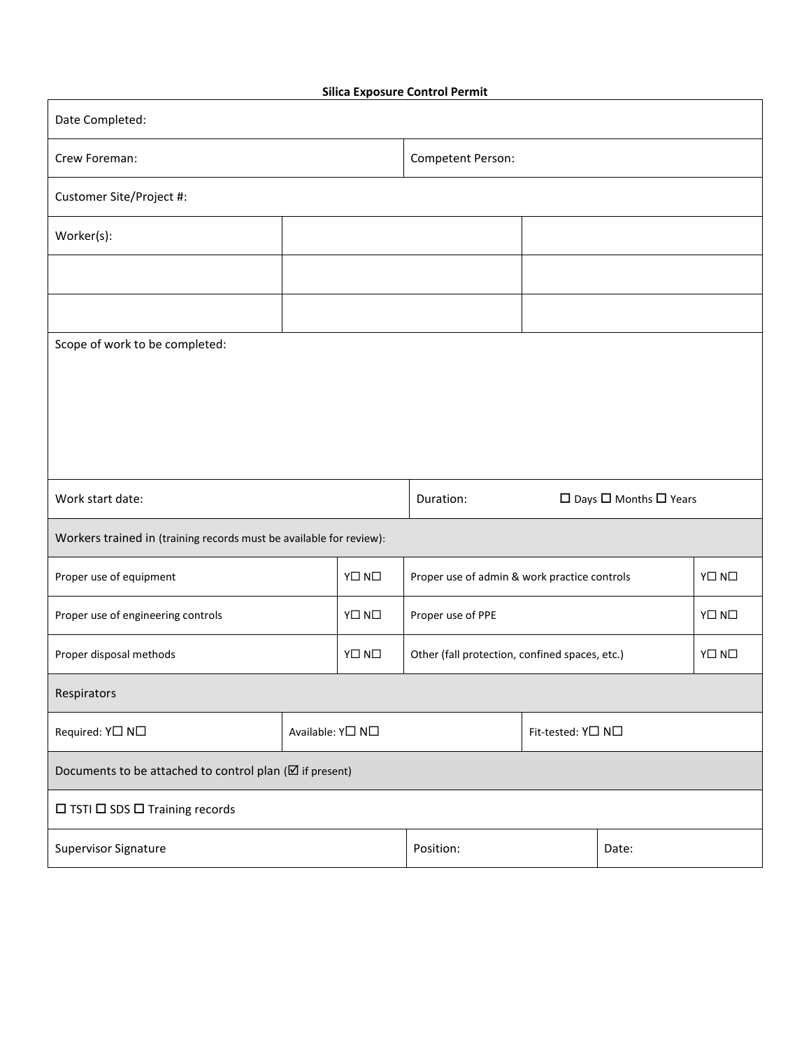**Silica Exposure Control Permit**

| Date Completed: | | | |
|---|---|---|---|
| Crew Foreman: | | Competent Person: | |
| Customer Site/Project #: | | | |
| Worker(s): | | | |
| | | | |
| | | | |
| Scope of work to be completed: | | | |
| Work start date: | | Duration: | ☐ Days ☐ Months ☐ Years |

| Workers trained in (training records must be available for review): | | | |
|---|---|---|---|
| Proper use of equipment | Y☐ N☐ | Proper use of admin & work practice controls | Y☐ N☐ |
| Proper use of engineering controls | Y☐ N☐ | Proper use of PPE | Y☐ N☐ |
| Proper disposal methods | Y☐ N☐ | Other (fall protection, confined spaces, etc.) | Y☐ N☐ |

| Respirators | | |
|---|---|---|
| Required: Y☐ N☐ | Available: Y☐ N☐ | Fit-tested: Y☐ N☐ |

| Documents to be attached to control plan (☑ if present) |
|---|
| ☐ TSTI ☐ SDS ☐ Training records |

| Supervisor Signature | Position: | Date: |
|---|---|---|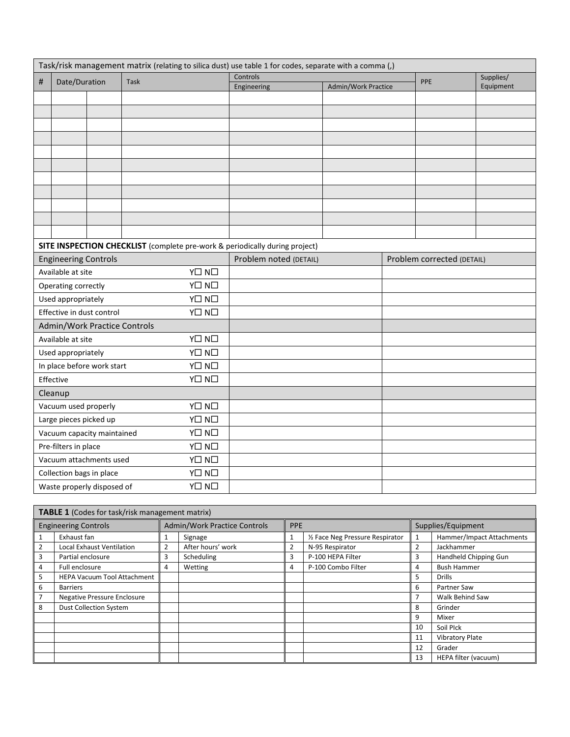| Task/risk management matrix (relating to silica dust) use table 1 for codes, separate with a comma (,) | | | | | | | |
|---|---|---|---|---|---|---|---|
| # | Date/Duration | | Task | Controls | | PPE | Supplies/ Equipment |
| | | | | Engineering | Admin/Work Practice | | |
| | | | | | | | |
| | | | | | | | |
| | | | | | | | |
| | | | | | | | |
| | | | | | | | |
| | | | | | | | |
| | | | | | | | |
| | | | | | | | |
| | | | | | | | |
| | | | | | | | |
| | | | | | | | |

**SITE INSPECTION CHECKLIST** (complete pre-work & periodically during project)

| Engineering Controls | | Problem noted (DETAIL) | Problem corrected (DETAIL) |
|---|---|---|---|
| Available at site | Y☐ N☐ | | |
| Operating correctly | Y☐ N☐ | | |
| Used appropriately | Y☐ N☐ | | |
| Effective in dust control | Y☐ N☐ | | |
| **Admin/Work Practice Controls** | | | |
| Available at site | Y☐ N☐ | | |
| Used appropriately | Y☐ N☐ | | |
| In place before work start | Y☐ N☐ | | |
| Effective | Y☐ N☐ | | |
| **Cleanup** | | | |
| Vacuum used properly | Y☐ N☐ | | |
| Large pieces picked up | Y☐ N☐ | | |
| Vacuum capacity maintained | Y☐ N☐ | | |
| Pre-filters in place | Y☐ N☐ | | |
| Vacuum attachments used | Y☐ N☐ | | |
| Collection bags in place | Y☐ N☐ | | |
| Waste properly disposed of | Y☐ N☐ | | |

**TABLE 1** (Codes for task/risk management matrix)

| Engineering Controls | | Admin/Work Practice Controls | | PPE | | Supplies/Equipment | |
|---|---|---|---|---|---|---|---|
| 1 | Exhaust fan | 1 | Signage | 1 | ½ Face Neg Pressure Respirator | 1 | Hammer/Impact Attachments |
| 2 | Local Exhaust Ventilation | 2 | After hours' work | 2 | N-95 Respirator | 2 | Jackhammer |
| 3 | Partial enclosure | 3 | Scheduling | 3 | P-100 HEPA Filter | 3 | Handheld Chipping Gun |
| 4 | Full enclosure | 4 | Wetting | 4 | P-100 Combo Filter | 4 | Bush Hammer |
| 5 | HEPA Vacuum Tool Attachment | | | | | 5 | Drills |
| 6 | Barriers | | | | | 6 | Partner Saw |
| 7 | Negative Pressure Enclosure | | | | | 7 | Walk Behind Saw |
| 8 | Dust Collection System | | | | | 8 | Grinder |
| | | | | | | 9 | Mixer |
| | | | | | | 10 | Soil PIck |
| | | | | | | 11 | Vibratory Plate |
| | | | | | | 12 | Grader |
| | | | | | | 13 | HEPA filter (vacuum) |